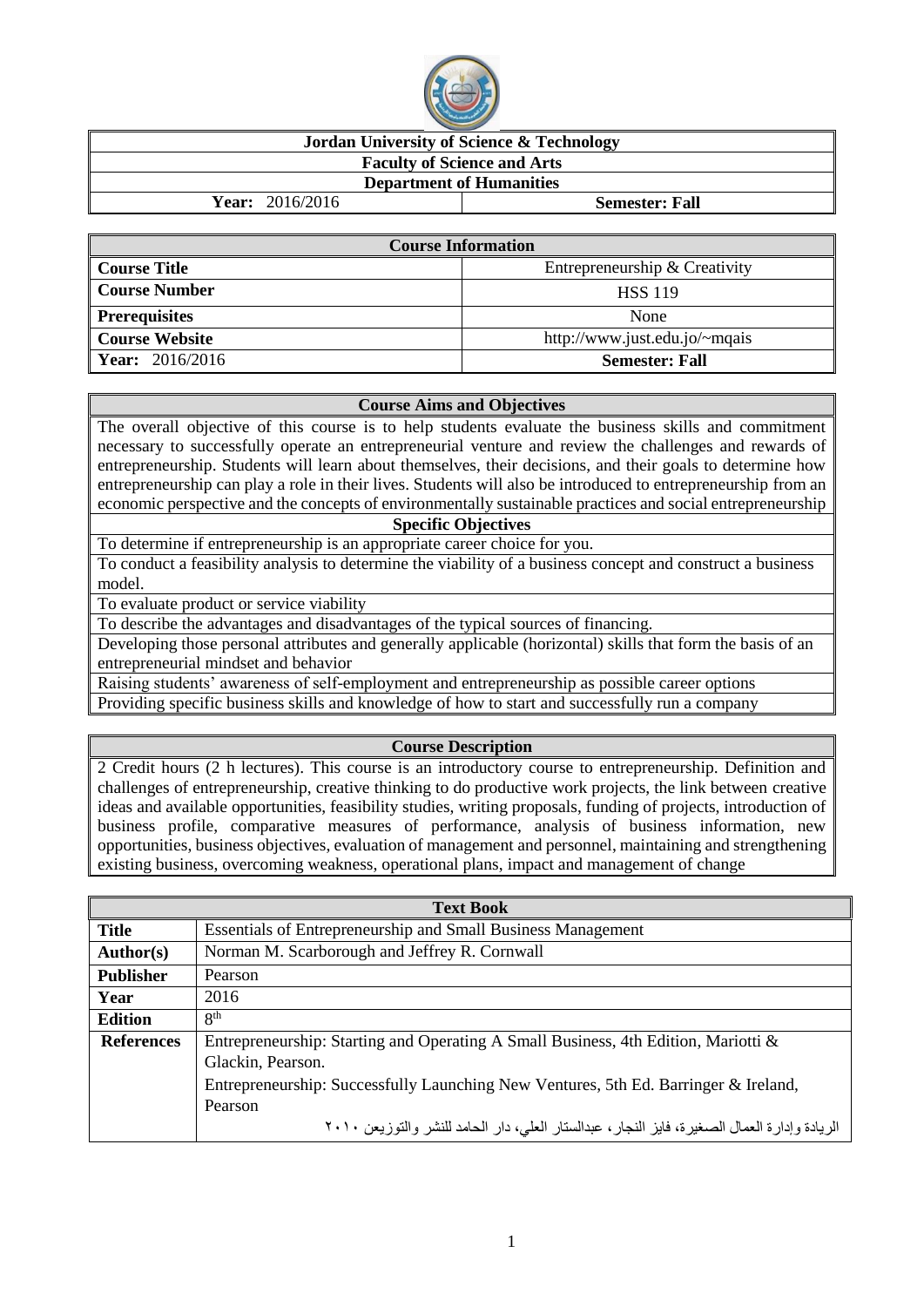| Jordan University of Science & Technology | |
|---|---|
| Faculty of Science and Arts | |
| Department of Humanities | |
| **Year:** 2016/2016 | **Semester: Fall** |

| Course Information | |
|---|---|
| **Course Title** | Entrepreneurship & Creativity |
| **Course Number** | HSS 119 |
| **Prerequisites** | None |
| **Course Website** | http://www.just.edu.jo/~mqais |
| **Year:** 2016/2016 | **Semester: Fall** |

## Course Aims and Objectives

The overall objective of this course is to help students evaluate the business skills and commitment necessary to successfully operate an entrepreneurial venture and review the challenges and rewards of entrepreneurship. Students will learn about themselves, their decisions, and their goals to determine how entrepreneurship can play a role in their lives. Students will also be introduced to entrepreneurship from an economic perspective and the concepts of environmentally sustainable practices and social entrepreneurship

### Specific Objectives

- To determine if entrepreneurship is an appropriate career choice for you.
- To conduct a feasibility analysis to determine the viability of a business concept and construct a business model.
- To evaluate product or service viability
- To describe the advantages and disadvantages of the typical sources of financing.
- Developing those personal attributes and generally applicable (horizontal) skills that form the basis of an entrepreneurial mindset and behavior
- Raising students' awareness of self-employment and entrepreneurship as possible career options
- Providing specific business skills and knowledge of how to start and successfully run a company

## Course Description

2 Credit hours (2 h lectures). This course is an introductory course to entrepreneurship. Definition and challenges of entrepreneurship, creative thinking to do productive work projects, the link between creative ideas and available opportunities, feasibility studies, writing proposals, funding of projects, introduction of business profile, comparative measures of performance, analysis of business information, new opportunities, business objectives, evaluation of management and personnel, maintaining and strengthening existing business, overcoming weakness, operational plans, impact and management of change

| Text Book | |
|---|---|
| **Title** | Essentials of Entrepreneurship and Small Business Management |
| **Author(s)** | Norman M. Scarborough and Jeffrey R. Cornwall |
| **Publisher** | Pearson |
| **Year** | 2016 |
| **Edition** | 8th |
| **References** | Entrepreneurship: Starting and Operating A Small Business, 4th Edition, Mariotti & Glackin, Pearson. <br> Entrepreneurship: Successfully Launching New Ventures, 5th Ed. Barringer & Ireland, Pearson <br> الريادة وإدارة العمال الصغيرة، فايز النجار، عبدالستار العلي، دار الحامد للنشر والتوزيعن ٢٠١٠ |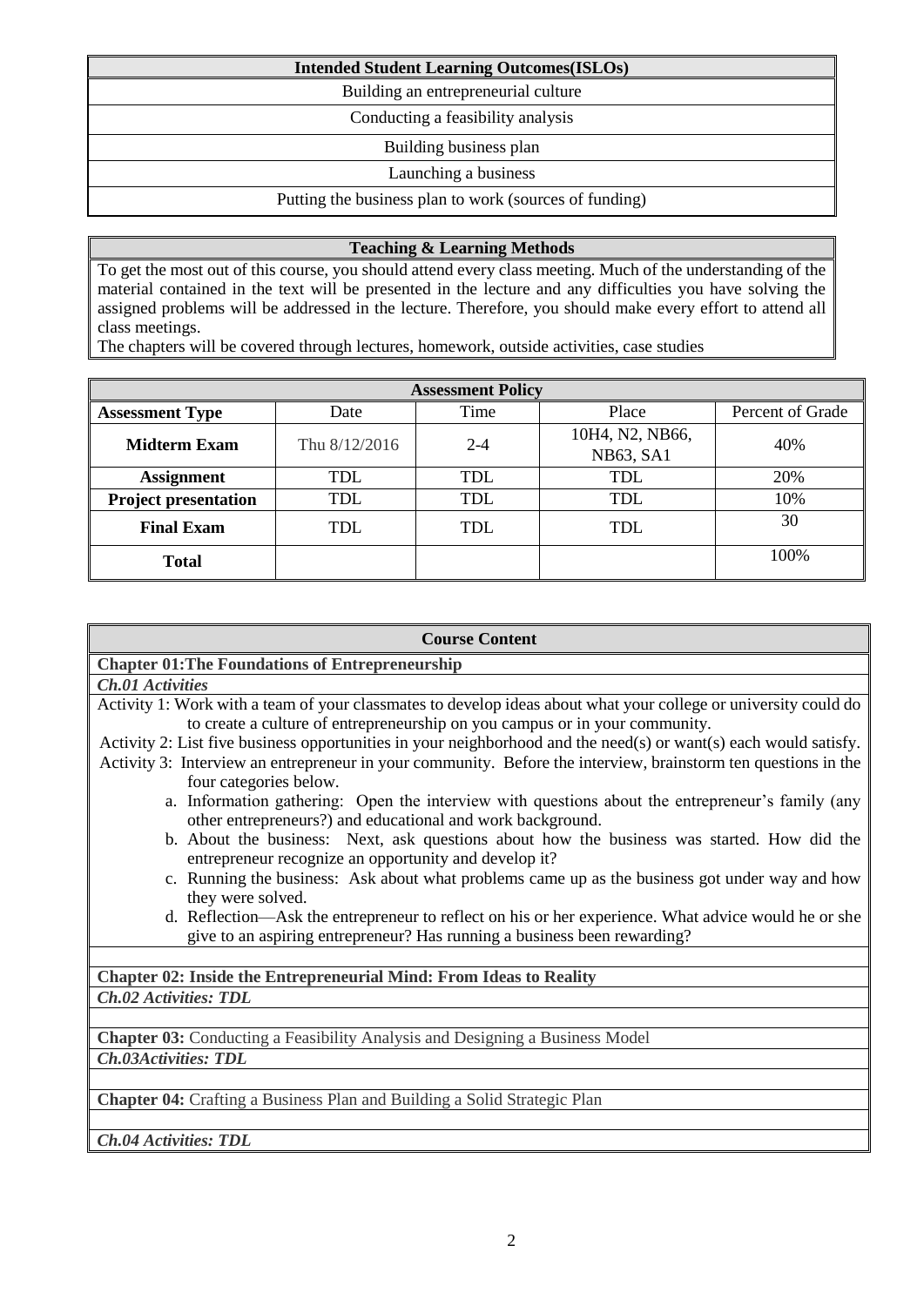| Intended Student Learning Outcomes(ISLOs) |
| --- |
| Building an entrepreneurial culture |
| Conducting a feasibility analysis |
| Building business plan |
| Launching a business |
| Putting the business plan to work (sources of funding) |

| Teaching & Learning Methods |
| --- |
| To get the most out of this course, you should attend every class meeting. Much of the understanding of the material contained in the text will be presented in the lecture and any difficulties you have solving the assigned problems will be addressed in the lecture. Therefore, you should make every effort to attend all class meetings. The chapters will be covered through lectures, homework, outside activities, case studies |

**Assessment Policy**

| Assessment Type | Date | Time | Place | Percent of Grade |
| --- | --- | --- | --- | --- |
| **Midterm Exam** | Thu 8/12/2016 | 2-4 | 10H4, N2, NB66, NB63, SA1 | 40% |
| **Assignment** | TDL | TDL | TDL | 20% |
| **Project presentation** | TDL | TDL | TDL | 10% |
| **Final Exam** | TDL | TDL | TDL | 30 |
| **Total** | | | | 100% |

## Course Content

**Chapter 01:The Foundations of Entrepreneurship**

***Ch.01 Activities***

Activity 1: Work with a team of your classmates to develop ideas about what your college or university could do to create a culture of entrepreneurship on you campus or in your community.

Activity 2: List five business opportunities in your neighborhood and the need(s) or want(s) each would satisfy.

Activity 3: Interview an entrepreneur in your community. Before the interview, brainstorm ten questions in the four categories below.

a. Information gathering: Open the interview with questions about the entrepreneur's family (any other entrepreneurs?) and educational and work background.
b. About the business: Next, ask questions about how the business was started. How did the entrepreneur recognize an opportunity and develop it?
c. Running the business: Ask about what problems came up as the business got under way and how they were solved.
d. Reflection—Ask the entrepreneur to reflect on his or her experience. What advice would he or she give to an aspiring entrepreneur? Has running a business been rewarding?

**Chapter 02: Inside the Entrepreneurial Mind: From Ideas to Reality**

***Ch.02 Activities: TDL***

**Chapter 03:** Conducting a Feasibility Analysis and Designing a Business Model

***Ch.03Activities: TDL***

**Chapter 04:** Crafting a Business Plan and Building a Solid Strategic Plan

***Ch.04 Activities: TDL***